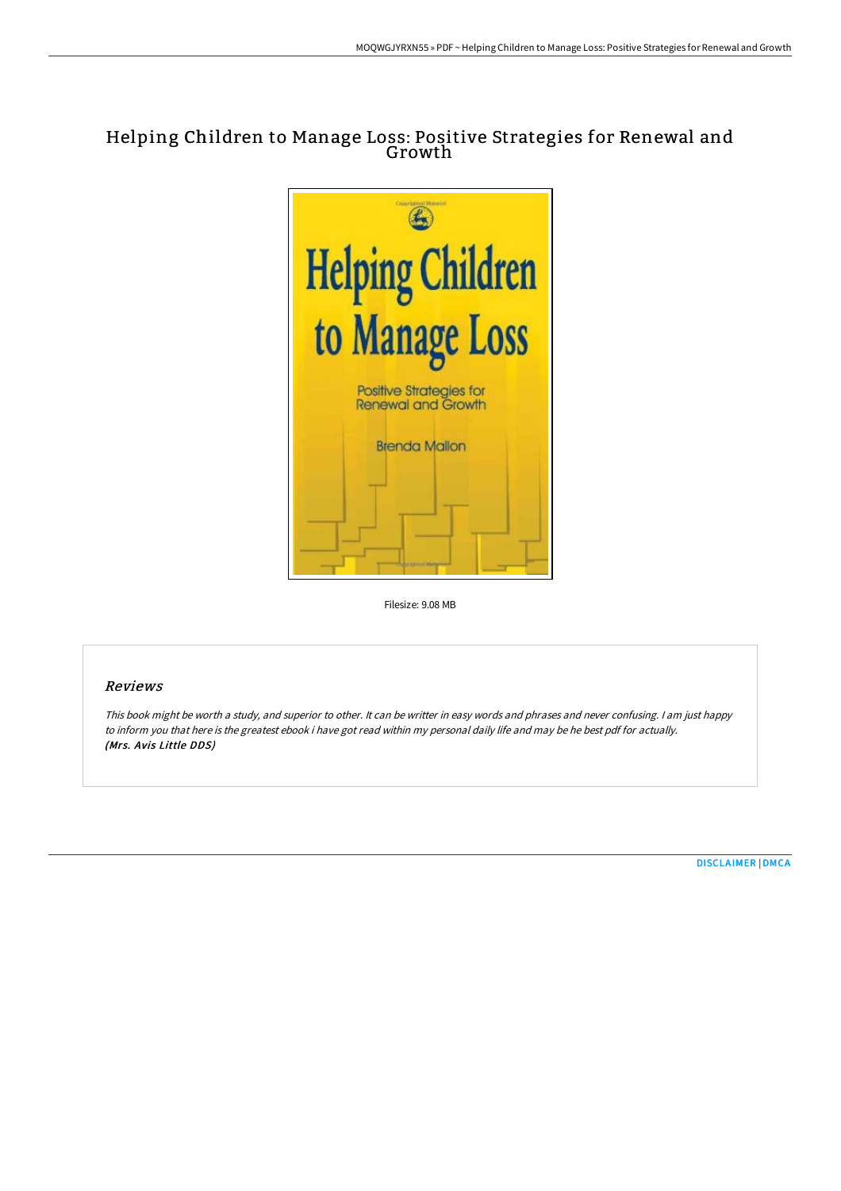# Helping Children to Manage Loss: Positive Strategies for Renewal and Growth

Filesize: 9.08 MB

## Reviews

*This book might be worth a study, and superior to other. It can be writter in easy words and phrases and never confusing. I am just happy to inform you that here is the greatest ebook i have got read within my personal daily life and may be he best pdf for actually.*
***(Mrs. Avis Little DDS)***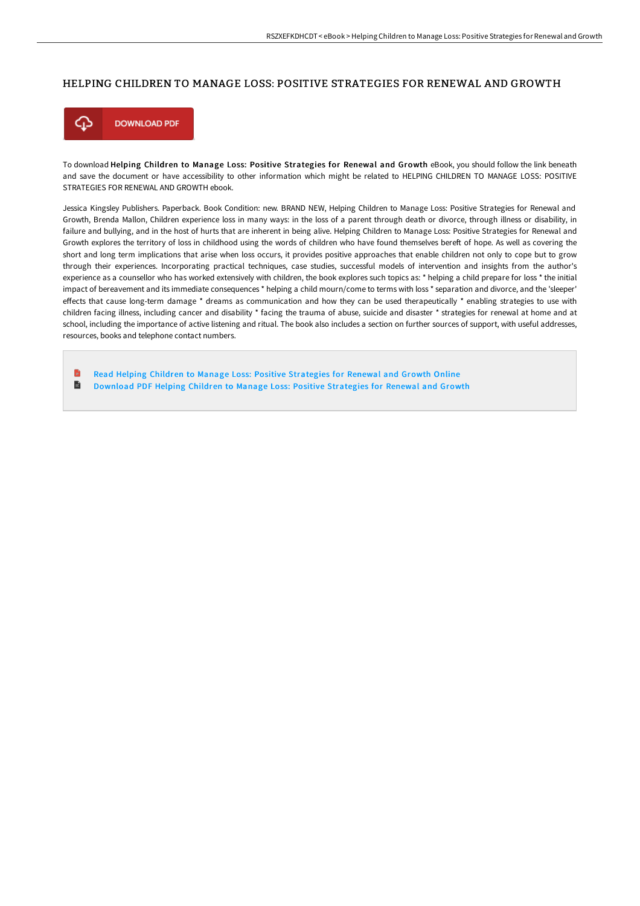# HELPING CHILDREN TO MANAGE LOSS: POSITIVE STRATEGIES FOR RENEWAL AND GROWTH

DOWNLOAD PDF

To download **Helping Children to Manage Loss: Positive Strategies for Renewal and Growth** eBook, you should follow the link beneath and save the document or have accessibility to other information which might be related to HELPING CHILDREN TO MANAGE LOSS: POSITIVE STRATEGIES FOR RENEWAL AND GROWTH ebook.

Jessica Kingsley Publishers. Paperback. Book Condition: new. BRAND NEW, Helping Children to Manage Loss: Positive Strategies for Renewal and Growth, Brenda Mallon, Children experience loss in many ways: in the loss of a parent through death or divorce, through illness or disability, in failure and bullying, and in the host of hurts that are inherent in being alive. Helping Children to Manage Loss: Positive Strategies for Renewal and Growth explores the territory of loss in childhood using the words of children who have found themselves bereft of hope. As well as covering the short and long term implications that arise when loss occurs, it provides positive approaches that enable children not only to cope but to grow through their experiences. Incorporating practical techniques, case studies, successful models of intervention and insights from the author's experience as a counsellor who has worked extensively with children, the book explores such topics as: * helping a child prepare for loss * the initial impact of bereavement and its immediate consequences * helping a child mourn/come to terms with loss * separation and divorce, and the 'sleeper' effects that cause long-term damage * dreams as communication and how they can be used therapeutically * enabling strategies to use with children facing illness, including cancer and disability * facing the trauma of abuse, suicide and disaster * strategies for renewal at home and at school, including the importance of active listening and ritual. The book also includes a section on further sources of support, with useful addresses, resources, books and telephone contact numbers.

- Read Helping Children to Manage Loss: Positive Strategies for Renewal and Growth Online
- Download PDF Helping Children to Manage Loss: Positive Strategies for Renewal and Growth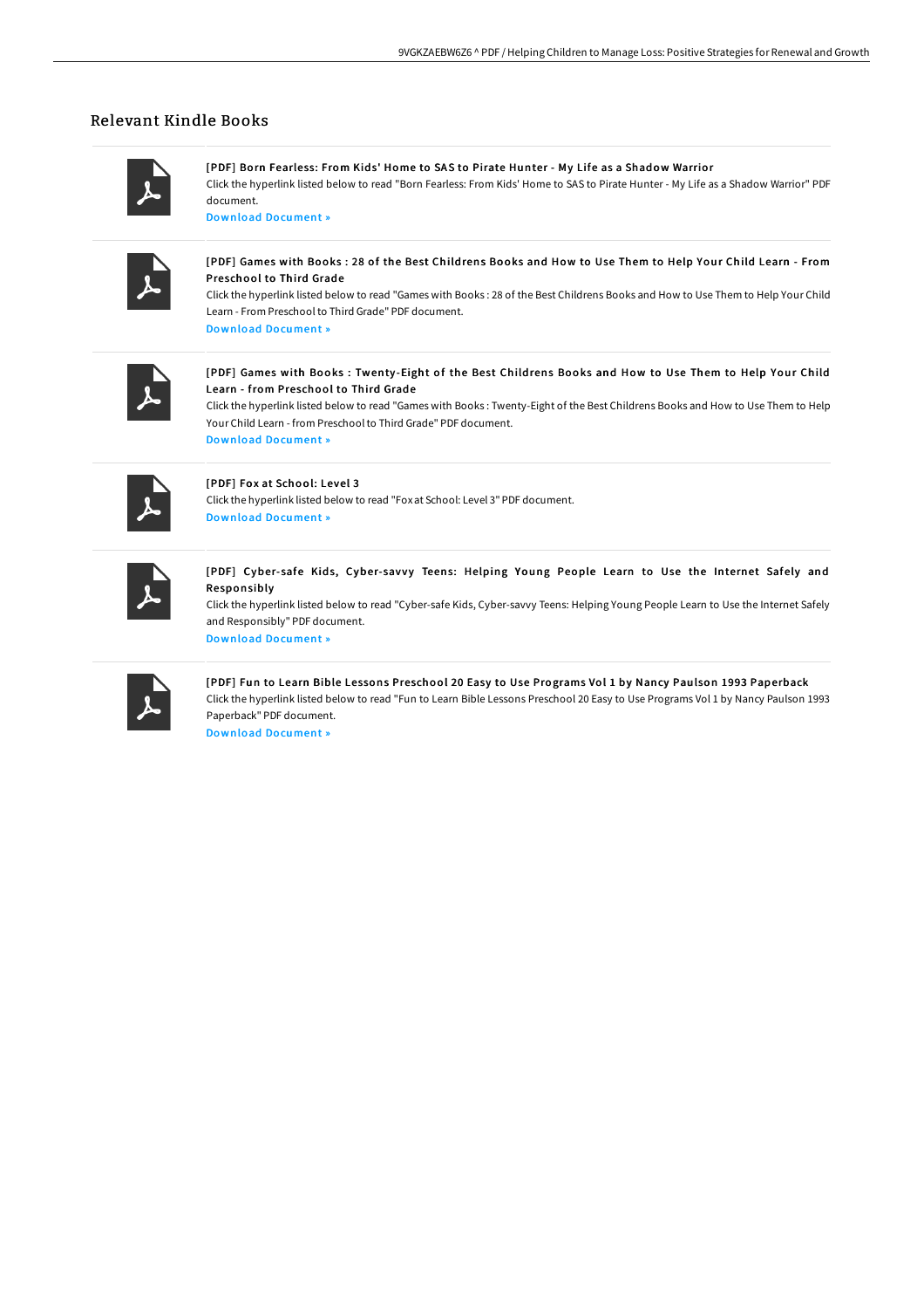## Relevant Kindle Books

**[PDF] Born Fearless: From Kids' Home to SAS to Pirate Hunter - My Life as a Shadow Warrior**

Click the hyperlink listed below to read "Born Fearless: From Kids' Home to SAS to Pirate Hunter - My Life as a Shadow Warrior" PDF document.

Download Document »

**[PDF] Games with Books : 28 of the Best Childrens Books and How to Use Them to Help Your Child Learn - From Preschool to Third Grade**

Click the hyperlink listed below to read "Games with Books : 28 of the Best Childrens Books and How to Use Them to Help Your Child Learn - From Preschool to Third Grade" PDF document.

Download Document »

**[PDF] Games with Books : Twenty-Eight of the Best Childrens Books and How to Use Them to Help Your Child Learn - from Preschool to Third Grade**

Click the hyperlink listed below to read "Games with Books : Twenty-Eight of the Best Childrens Books and How to Use Them to Help Your Child Learn - from Preschool to Third Grade" PDF document.

Download Document »

**[PDF] Fox at School: Level 3**

Click the hyperlink listed below to read "Fox at School: Level 3" PDF document.

Download Document »

**[PDF] Cyber-safe Kids, Cyber-savvy Teens: Helping Young People Learn to Use the Internet Safely and Responsibly**

Click the hyperlink listed below to read "Cyber-safe Kids, Cyber-savvy Teens: Helping Young People Learn to Use the Internet Safely and Responsibly" PDF document.

Download Document »

**[PDF] Fun to Learn Bible Lessons Preschool 20 Easy to Use Programs Vol 1 by Nancy Paulson 1993 Paperback**

Click the hyperlink listed below to read "Fun to Learn Bible Lessons Preschool 20 Easy to Use Programs Vol 1 by Nancy Paulson 1993 Paperback" PDF document.

Download Document »